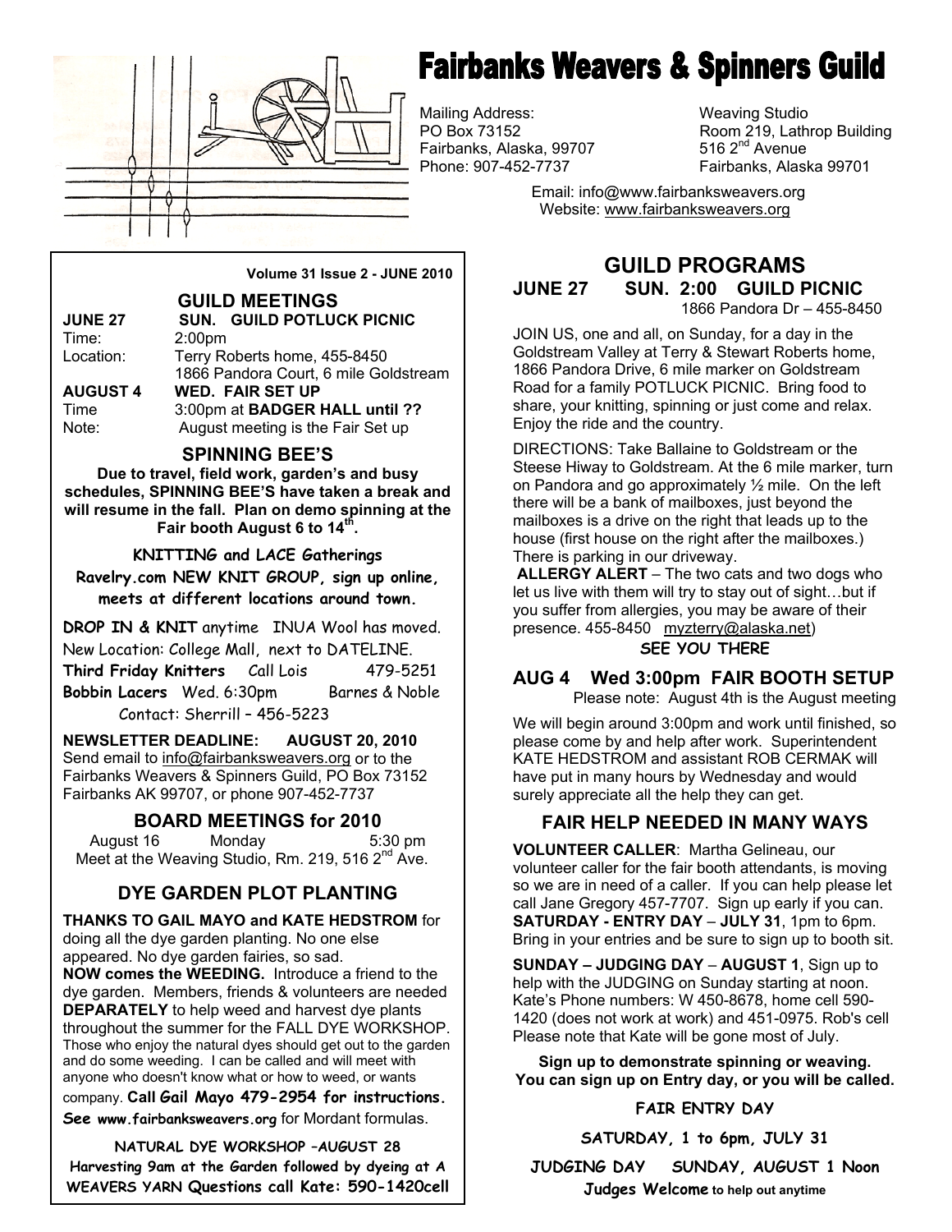# Fairbanks Weavers & Spinners Guild

Mailing Address:
PO Box 73152
Fairbanks, Alaska, 99707
Phone: 907-452-7737

Weaving Studio
Room 219, Lathrop Building
516 2nd Avenue
Fairbanks, Alaska 99701

Email: info@www.fairbanksweavers.org
Website: www.fairbanksweavers.org

**Volume 31 Issue 2 - JUNE 2010**

## GUILD MEETINGS

**JUNE 27** **SUN. GUILD POTLUCK PICNIC**
Time: 2:00pm
Location: Terry Roberts home, 455-8450
1866 Pandora Court, 6 mile Goldstream

**AUGUST 4** **WED. FAIR SET UP**
Time 3:00pm at **BADGER HALL until ??**
Note: August meeting is the Fair Set up

## SPINNING BEE'S

**Due to travel, field work, garden's and busy schedules, SPINNING BEE'S have taken a break and will resume in the fall. Plan on demo spinning at the Fair booth August 6 to 14th.**

**KNITTING and LACE Gatherings**

**Ravelry.com NEW KNIT GROUP, sign up online, meets at different locations around town.**

**DROP IN & KNIT** anytime INUA Wool has moved.
New Location: College Mall, next to DATELINE.
**Third Friday Knitters** Call Lois 479-5251
**Bobbin Lacers** Wed. 6:30pm Barnes & Noble
Contact: Sherrill – 456-5223

**NEWSLETTER DEADLINE: AUGUST 20, 2010**
Send email to info@fairbanksweavers.org or to the Fairbanks Weavers & Spinners Guild, PO Box 73152 Fairbanks AK 99707, or phone 907-452-7737

## BOARD MEETINGS for 2010

August 16 Monday 5:30 pm
Meet at the Weaving Studio, Rm. 219, 516 2nd Ave.

## DYE GARDEN PLOT PLANTING

**THANKS TO GAIL MAYO and KATE HEDSTROM** for doing all the dye garden planting. No one else appeared. No dye garden fairies, so sad.
**NOW comes the WEEDING.** Introduce a friend to the dye garden. Members, friends & volunteers are needed **DEPARATELY** to help weed and harvest dye plants throughout the summer for the FALL DYE WORKSHOP. Those who enjoy the natural dyes should get out to the garden and do some weeding. I can be called and will meet with anyone who doesn't know what or how to weed, or wants company. **Call Gail Mayo 479-2954 for instructions.**
**See www.fairbanksweavers.org** for Mordant formulas.

**NATURAL DYE WORKSHOP –AUGUST 28**
**Harvesting 9am at the Garden followed by dyeing at A WEAVERS YARN Questions call Kate: 590-1420cell**

## GUILD PROGRAMS

### JUNE 27 SUN. 2:00 GUILD PICNIC

1866 Pandora Dr – 455-8450

JOIN US, one and all, on Sunday, for a day in the Goldstream Valley at Terry & Stewart Roberts home, 1866 Pandora Drive, 6 mile marker on Goldstream Road for a family POTLUCK PICNIC. Bring food to share, your knitting, spinning or just come and relax. Enjoy the ride and the country.

DIRECTIONS: Take Ballaine to Goldstream or the Steese Hiway to Goldstream. At the 6 mile marker, turn on Pandora and go approximately ½ mile. On the left there will be a bank of mailboxes, just beyond the mailboxes is a drive on the right that leads up to the house (first house on the right after the mailboxes.) There is parking in our driveway.
**ALLERGY ALERT** – The two cats and two dogs who let us live with them will try to stay out of sight…but if you suffer from allergies, you may be aware of their presence. 455-8450 myzterry@alaska.net)

**SEE YOU THERE**

### AUG 4 Wed 3:00pm FAIR BOOTH SETUP

Please note: August 4th is the August meeting

We will begin around 3:00pm and work until finished, so please come by and help after work. Superintendent KATE HEDSTROM and assistant ROB CERMAK will have put in many hours by Wednesday and would surely appreciate all the help they can get.

### FAIR HELP NEEDED IN MANY WAYS

**VOLUNTEER CALLER**: Martha Gelineau, our volunteer caller for the fair booth attendants, is moving so we are in need of a caller. If you can help please let call Jane Gregory 457-7707. Sign up early if you can.
**SATURDAY - ENTRY DAY** – **JULY 31**, 1pm to 6pm. Bring in your entries and be sure to sign up to booth sit.

**SUNDAY – JUDGING DAY** – **AUGUST 1**, Sign up to help with the JUDGING on Sunday starting at noon. Kate's Phone numbers: W 450-8678, home cell 590-1420 (does not work at work) and 451-0975. Rob's cell Please note that Kate will be gone most of July.

**Sign up to demonstrate spinning or weaving. You can sign up on Entry day, or you will be called.**

**FAIR ENTRY DAY**

**SATURDAY, 1 to 6pm, JULY 31**

**JUDGING DAY SUNDAY, AUGUST 1 Noon**

**Judges Welcome** to help out anytime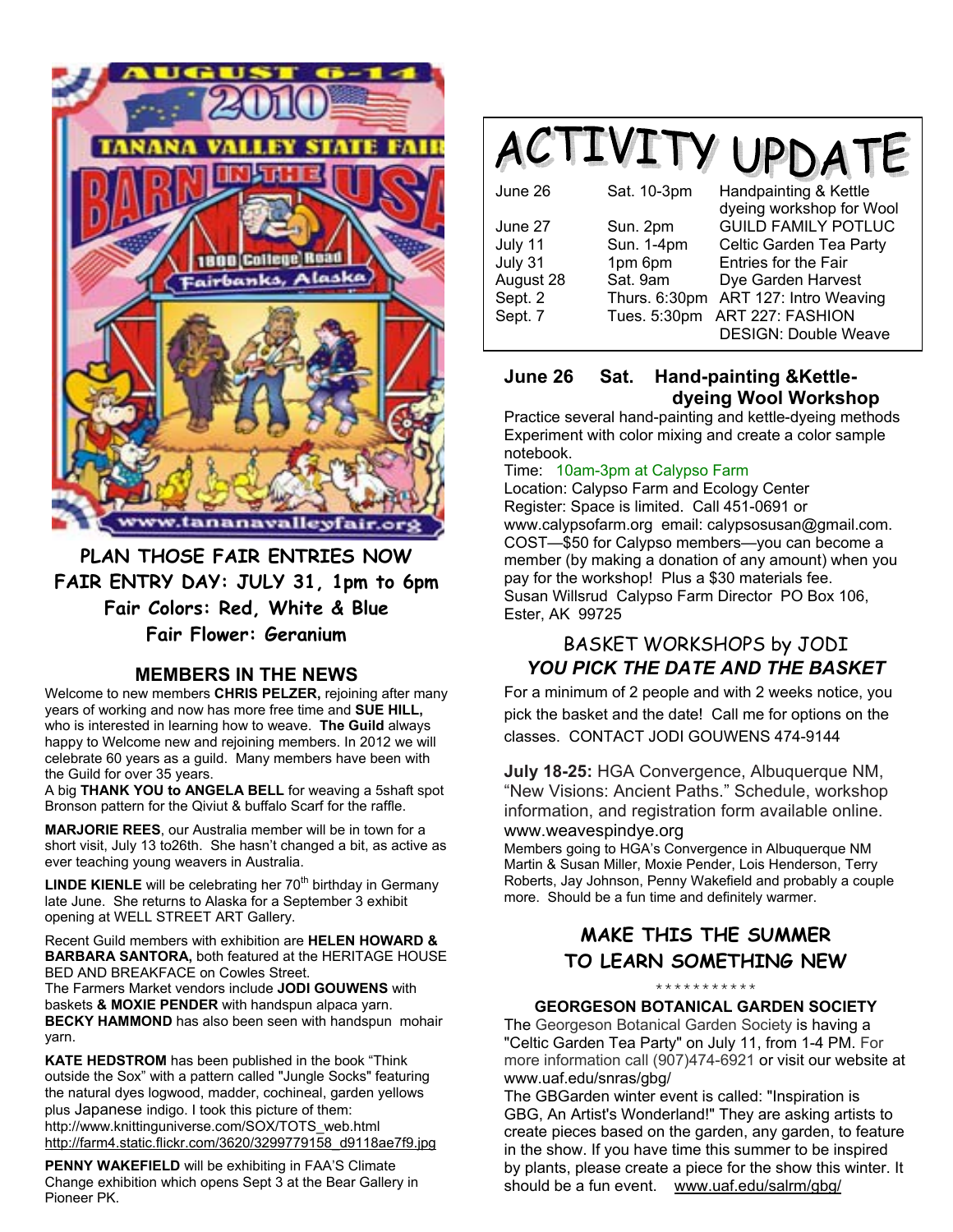AUGUST 6-14 2010 TANANA VALLEY STATE FAIR BARN IN THE USA 1800 College Road Fairbanks, Alaska www.tananavalleyfair.org

**PLAN THOSE FAIR ENTRIES NOW**
**FAIR ENTRY DAY: JULY 31, 1pm to 6pm**
**Fair Colors: Red, White & Blue**
**Fair Flower: Geranium**

## MEMBERS IN THE NEWS

Welcome to new members **CHRIS PELZER,** rejoining after many years of working and now has more free time and **SUE HILL,** who is interested in learning how to weave. **The Guild** always happy to Welcome new and rejoining members. In 2012 we will celebrate 60 years as a guild. Many members have been with the Guild for over 35 years.

A big **THANK YOU to ANGELA BELL** for weaving a 5shaft spot Bronson pattern for the Qiviut & buffalo Scarf for the raffle.

**MARJORIE REES**, our Australia member will be in town for a short visit, July 13 to26th. She hasn't changed a bit, as active as ever teaching young weavers in Australia.

**LINDE KIENLE** will be celebrating her 70th birthday in Germany late June. She returns to Alaska for a September 3 exhibit opening at WELL STREET ART Gallery.

Recent Guild members with exhibition are **HELEN HOWARD & BARBARA SANTORA,** both featured at the HERITAGE HOUSE BED AND BREAKFACE on Cowles Street.

The Farmers Market vendors include **JODI GOUWENS** with baskets **& MOXIE PENDER** with handspun alpaca yarn. **BECKY HAMMOND** has also been seen with handspun mohair yarn.

**KATE HEDSTROM** has been published in the book "Think outside the Sox" with a pattern called "Jungle Socks" featuring the natural dyes logwood, madder, cochineal, garden yellows plus Japanese indigo. I took this picture of them: http://www.knittinguniverse.com/SOX/TOTS_web.html http://farm4.static.flickr.com/3620/3299779158_d9118ae7f9.jpg

**PENNY WAKEFIELD** will be exhibiting in FAA'S Climate Change exhibition which opens Sept 3 at the Bear Gallery in Pioneer PK.

# ACTIVITY UPDATE

| | | |
|---|---|---|
| June 26 | Sat. 10-3pm | Handpainting & Kettle dyeing workshop for Wool |
| June 27 | Sun. 2pm | GUILD FAMILY POTLUC |
| July 11 | Sun. 1-4pm | Celtic Garden Tea Party |
| July 31 | 1pm 6pm | Entries for the Fair |
| August 28 | Sat. 9am | Dye Garden Harvest |
| Sept. 2 | Thurs. 6:30pm | ART 127: Intro Weaving |
| Sept. 7 | Tues. 5:30pm | ART 227: FASHION DESIGN: Double Weave |

### June 26 Sat. Hand-painting &Kettle-dyeing Wool Workshop

Practice several hand-painting and kettle-dyeing methods Experiment with color mixing and create a color sample notebook.

Time: 10am-3pm at Calypso Farm

Location: Calypso Farm and Ecology Center

Register: Space is limited. Call 451-0691 or www.calypsofarm.org email: calypsosusan@gmail.com.

COST—$50 for Calypso members—you can become a member (by making a donation of any amount) when you pay for the workshop! Plus a $30 materials fee.

Susan Willsrud Calypso Farm Director PO Box 106, Ester, AK 99725

### BASKET WORKSHOPS by JODI
### *YOU PICK THE DATE AND THE BASKET*

For a minimum of 2 people and with 2 weeks notice, you pick the basket and the date! Call me for options on the classes. CONTACT JODI GOUWENS 474-9144

**July 18-25:** HGA Convergence, Albuquerque NM, "New Visions: Ancient Paths." Schedule, workshop information, and registration form available online. www.weavespindye.org

Members going to HGA's Convergence in Albuquerque NM Martin & Susan Miller, Moxie Pender, Lois Henderson, Terry Roberts, Jay Johnson, Penny Wakefield and probably a couple more. Should be a fun time and definitely warmer.

**MAKE THIS THE SUMMER**
**TO LEARN SOMETHING NEW**

\* \* \* \* \* \* \* \* \* \* \*

**GEORGESON BOTANICAL GARDEN SOCIETY**

The Georgeson Botanical Garden Society is having a "Celtic Garden Tea Party" on July 11, from 1-4 PM. For more information call (907)474-6921 or visit our website at www.uaf.edu/snras/gbg/

The GBGarden winter event is called: "Inspiration is GBG, An Artist's Wonderland!" They are asking artists to create pieces based on the garden, any garden, to feature in the show. If you have time this summer to be inspired by plants, please create a piece for the show this winter. It should be a fun event. www.uaf.edu/salrm/gbg/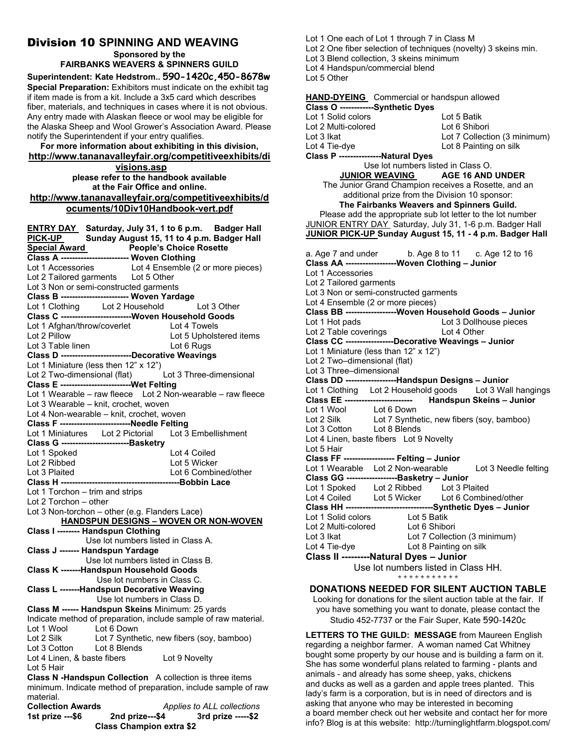# Division 10 SPINNING AND WEAVING

**Sponsored by the FAIRBANKS WEAVERS & SPINNERS GUILD**

**Superintendent: Kate Hedstrom.. 590-1420c,450-8678w**

**Special Preparation:** Exhibitors must indicate on the exhibit tag if item made is from a kit. Include a 3x5 card which describes fiber, materials, and techniques in cases where it is not obvious. Any entry made with Alaskan fleece or wool may be eligible for the Alaska Sheep and Wool Grower's Association Award. Please notify the Superintendent if your entry qualifies.

**For more information about exhibiting in this division, http://www.tananavalleyfair.org/competitiveexhibits/divisions.asp please refer to the handbook available at the Fair Office and online. http://www.tananavalleyfair.org/competitiveexhibits/documents/10Div10Handbook-vert.pdf**

**ENTRY DAY** Saturday, July 31, 1 to 6 p.m. Badger Hall
**PICK-UP** Sunday August 15, 11 to 4 p.m. Badger Hall
**Special Award** People's Choice Rosette

**Class A ------------------------ Woven Clothing**
Lot 1 Accessories
Lot 2 Tailored garments
Lot 3 Non or semi-constructed garments
Lot 4 Ensemble (2 or more pieces)
Lot 5 Other

**Class B ------------------------ Woven Yardage**
Lot 1 Clothing
Lot 2 Household
Lot 3 Other

**Class C -------------------------Woven Household Goods**
Lot 1 Afghan/throw/coverlet
Lot 2 Pillow
Lot 3 Table linen
Lot 4 Towels
Lot 5 Upholstered items
Lot 6 Rugs

**Class D -------------------------Decorative Weavings**
Lot 1 Miniature (less then 12" x 12")
Lot 2 Two-dimensional (flat)
Lot 3 Three-dimensional

**Class E -------------------------Wet Felting**
Lot 1 Wearable – raw fleece
Lot 2 Non-wearable – raw fleece
Lot 3 Wearable – knit, crochet, woven
Lot 4 Non-wearable – knit, crochet, woven

**Class F -------------------------Needle Felting**
Lot 1 Miniatures
Lot 2 Pictorial
Lot 3 Embellishment

**Class G ------------------------Basketry**
Lot 1 Spoked
Lot 2 Ribbed
Lot 3 Plaited
Lot 4 Coiled
Lot 5 Wicker
Lot 6 Combined/other

**Class H ------------------------------------------Bobbin Lace**
Lot 1 Torchon – trim and strips
Lot 2 Torchon – other
Lot 3 Non-torchon – other (e.g. Flanders Lace)

**HANDSPUN DESIGNS – WOVEN OR NON-WOVEN**

**Class I -------- Handspun Clothing**
Use lot numbers listed in Class A.

**Class J ------- Handspun Yardage**
Use lot numbers listed in Class B.

**Class K -------Handspun Household Goods**
Use lot numbers in Class C.

**Class L -------Handspun Decorative Weaving**
Use lot numbers in Class D.

**Class M ------ Handspun Skeins** Minimum: 25 yards
Indicate method of preparation, include sample of raw material.
Lot 1 Wool
Lot 2 Silk
Lot 3 Cotton
Lot 4 Linen, & baste fibers
Lot 5 Hair
Lot 6 Down
Lot 7 Synthetic, new fibers (soy, bamboo)
Lot 8 Blends
Lot 9 Novelty

**Class N -Handspun Collection** A collection is three items minimum. Indicate method of preparation, include sample of raw material.

**Collection Awards** *Applies to ALL collections*
**1st prize ---$6 2nd prize---$4 3rd prize -----$2**
**Class Champion extra $2**

Lot 1 One each of Lot 1 through 7 in Class M
Lot 2 One fiber selection of techniques (novelty) 3 skeins min.
Lot 3 Blend collection, 3 skeins minimum
Lot 4 Handspun/commercial blend
Lot 5 Other

**HAND-DYEING** Commercial or handspun allowed

**Class O ------------Synthetic Dyes**
Lot 1 Solid colors
Lot 2 Multi-colored
Lot 3 Ikat
Lot 4 Tie-dye
Lot 5 Batik
Lot 6 Shibori
Lot 7 Collection (3 minimum)
Lot 8 Painting on silk

**Class P ---------------Natural Dyes**
Use lot numbers listed in Class O.

**JUNIOR WEAVING AGE 16 AND UNDER**

The Junior Grand Champion receives a Rosette, and an additional prize from the Division 10 sponsor: **The Fairbanks Weavers and Spinners Guild.**
Please add the appropriate sub lot letter to the lot number

JUNIOR ENTRY DAY Saturday, July 31, 1-6 p.m. Badger Hall
**JUNIOR PICK-UP Sunday August 15, 11 - 4 p.m. Badger Hall**

a. Age 7 and under b. Age 8 to 11 c. Age 12 to 16

**Class AA ------------------Woven Clothing – Junior**
Lot 1 Accessories
Lot 2 Tailored garments
Lot 3 Non or semi-constructed garments
Lot 4 Ensemble (2 or more pieces)

**Class BB ------------------Woven Household Goods – Junior**
Lot 1 Hot pads
Lot 2 Table coverings
Lot 3 Dollhouse pieces
Lot 4 Other

**Class CC -----------------Decorative Weavings – Junior**
Lot 1 Miniature (less than 12" x 12")
Lot 2 Two–dimensional (flat)
Lot 3 Three–dimensional

**Class DD ------------------Handspun Designs – Junior**
Lot 1 Clothing
Lot 2 Household goods
Lot 3 Wall hangings

**Class EE ------------------------ Handspun Skeins – Junior**
Lot 1 Wool
Lot 2 Silk
Lot 3 Cotton
Lot 4 Linen, baste fibers
Lot 5 Hair
Lot 6 Down
Lot 7 Synthetic, new fibers (soy, bamboo)
Lot 8 Blends
Lot 9 Novelty

**Class FF ------------------ Felting – Junior**
Lot 1 Wearable
Lot 2 Non-wearable
Lot 3 Needle felting

**Class GG ------------------Basketry – Junior**
Lot 1 Spoked
Lot 2 Ribbed
Lot 3 Plaited
Lot 4 Coiled
Lot 5 Wicker
Lot 6 Combined/other

**Class HH -------------------------------Synthetic Dyes – Junior**
Lot 1 Solid colors
Lot 2 Multi-colored
Lot 3 Ikat
Lot 4 Tie-dye
Lot 5 Batik
Lot 6 Shibori
Lot 7 Collection (3 minimum)
Lot 8 Painting on silk

**Class II ---------Natural Dyes – Junior**
Use lot numbers listed in Class HH.

* * * * * * * * * * *

**DONATIONS NEEDED FOR SILENT AUCTION TABLE**

Looking for donations for the silent auction table at the fair. If you have something you want to donate, please contact the Studio 452-7737 or the Fair Super, Kate 590-1420c

**LETTERS TO THE GUILD: MESSAGE** from Maureen English regarding a neighbor farmer. A woman named Cat Whitney bought some property by our house and is building a farm on it. She has some wonderful plans related to farming - plants and animals - and already has some sheep, yaks, chickens and ducks as well as a garden and apple trees planted. This lady's farm is a corporation, but is in need of directors and is asking that anyone who may be interested in becoming a board member check out her website and contact her for more info? Blog is at this website: http://turninglightfarm.blogspot.com/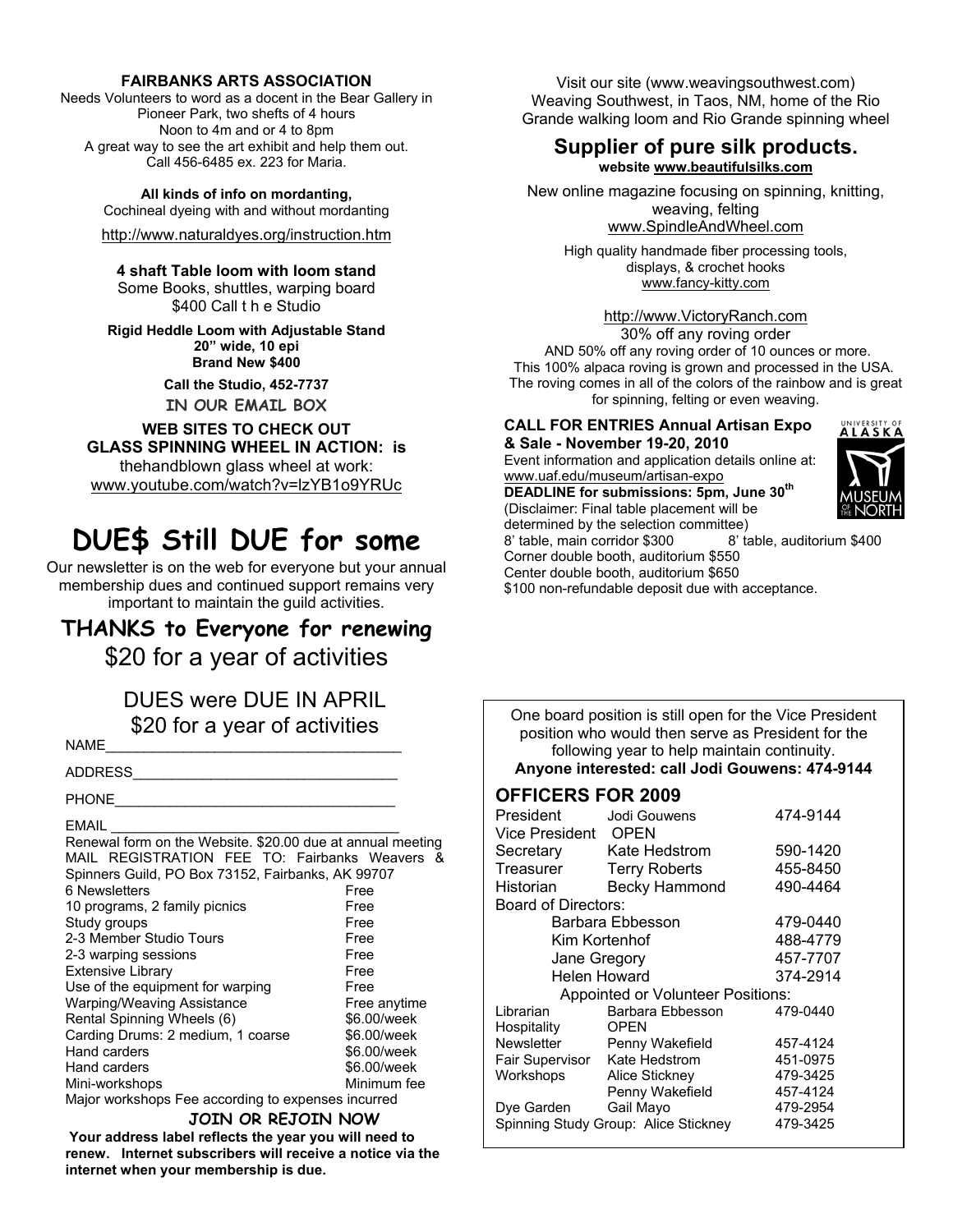**FAIRBANKS ARTS ASSOCIATION**

Needs Volunteers to word as a docent in the Bear Gallery in Pioneer Park, two shefts of 4 hours
Noon to 4m and or 4 to 8pm
A great way to see the art exhibit and help them out.
Call 456-6485 ex. 223 for Maria.

**All kinds of info on mordanting,**
Cochineal dyeing with and without mordanting

http://www.naturaldyes.org/instruction.htm

**4 shaft Table loom with loom stand**
Some Books, shuttles, warping board
$400 Call t h e Studio

**Rigid Heddle Loom with Adjustable Stand**
**20" wide, 10 epi**
**Brand New $400**

**Call the Studio, 452-7737**

**IN OUR EMAIL BOX**

**WEB SITES TO CHECK OUT**
**GLASS SPINNING WHEEL IN ACTION: is**
thehandblown glass wheel at work:
www.youtube.com/watch?v=lzYB1o9YRUc

# DUE$ Still DUE for some

Our newsletter is on the web for everyone but your annual membership dues and continued support remains very important to maintain the guild activities.

## THANKS to Everyone for renewing

$20 for a year of activities

DUES were DUE IN APRIL
$20 for a year of activities

NAME____________________________________

ADDRESS_________________________________

PHONE___________________________________

EMAIL ___________________________________

Renewal form on the Website. $20.00 due at annual meeting
MAIL REGISTRATION FEE TO: Fairbanks Weavers & Spinners Guild, PO Box 73152, Fairbanks, AK 99707

| | |
|---|---|
| 6 Newsletters | Free |
| 10 programs, 2 family picnics | Free |
| Study groups | Free |
| 2-3 Member Studio Tours | Free |
| 2-3 warping sessions | Free |
| Extensive Library | Free |
| Use of the equipment for warping | Free |
| Warping/Weaving Assistance | Free anytime |
| Rental Spinning Wheels (6) | $6.00/week |
| Carding Drums: 2 medium, 1 coarse | $6.00/week |
| Hand carders | $6.00/week |
| Hand carders | $6.00/week |
| Mini-workshops | Minimum fee |

Major workshops Fee according to expenses incurred

**JOIN OR REJOIN NOW**

**Your address label reflects the year you will need to renew. Internet subscribers will receive a notice via the internet when your membership is due.**

Visit our site (www.weavingsouthwest.com)
Weaving Southwest, in Taos, NM, home of the Rio Grande walking loom and Rio Grande spinning wheel

**Supplier of pure silk products.**
**website www.beautifulsilks.com**

New online magazine focusing on spinning, knitting, weaving, felting
www.SpindleAndWheel.com

High quality handmade fiber processing tools, displays, & crochet hooks
www.fancy-kitty.com

http://www.VictoryRanch.com
30% off any roving order
AND 50% off any roving order of 10 ounces or more.
This 100% alpaca roving is grown and processed in the USA.
The roving comes in all of the colors of the rainbow and is great for spinning, felting or even weaving.

**CALL FOR ENTRIES Annual Artisan Expo & Sale - November 19-20, 2010**
Event information and application details online at:
www.uaf.edu/museum/artisan-expo
**DEADLINE for submissions: 5pm, June 30th**
(Disclaimer: Final table placement will be determined by the selection committee)
8' table, main corridor $300 8' table, auditorium $400
Corner double booth, auditorium $550
Center double booth, auditorium $650
$100 non-refundable deposit due with acceptance.

University of Alaska Museum of the North

One board position is still open for the Vice President position who would then serve as President for the following year to help maintain continuity.
**Anyone interested: call Jodi Gouwens: 474-9144**

## OFFICERS FOR 2009

| | | |
|---|---|---|
| President | Jodi Gouwens | 474-9144 |
| Vice President | OPEN | |
| Secretary | Kate Hedstrom | 590-1420 |
| Treasurer | Terry Roberts | 455-8450 |
| Historian | Becky Hammond | 490-4464 |
| Board of Directors: | | |
| | Barbara Ebbesson | 479-0440 |
| | Kim Kortenhof | 488-4779 |
| | Jane Gregory | 457-7707 |
| | Helen Howard | 374-2914 |
| Appointed or Volunteer Positions: | | |
| Librarian | Barbara Ebbesson | 479-0440 |
| Hospitality | OPEN | |
| Newsletter | Penny Wakefield | 457-4124 |
| Fair Supervisor | Kate Hedstrom | 451-0975 |
| Workshops | Alice Stickney | 479-3425 |
| | Penny Wakefield | 457-4124 |
| Dye Garden | Gail Mayo | 479-2954 |
| Spinning Study Group: | Alice Stickney | 479-3425 |